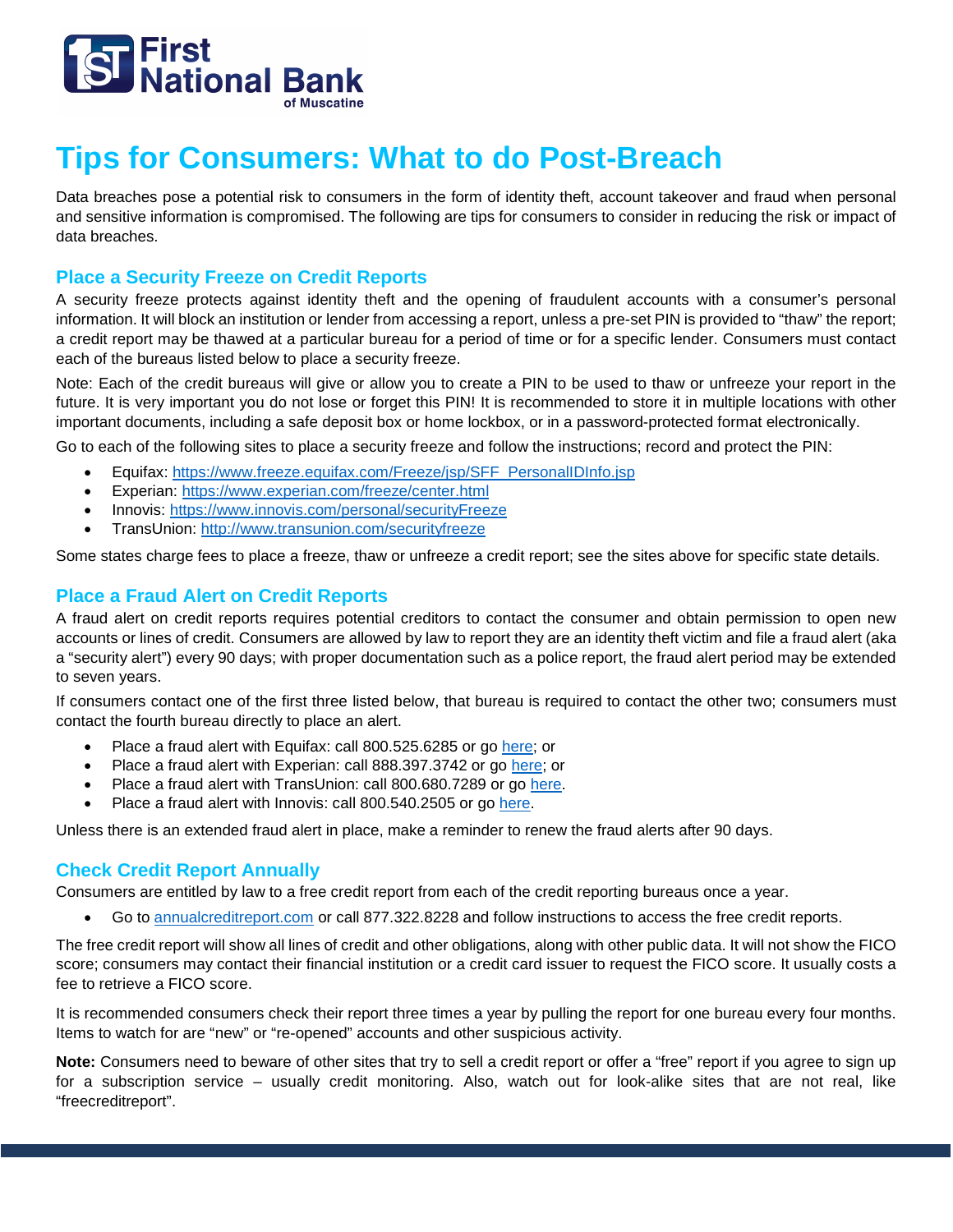# Tips for Consumers: What to do Post-Breach

Data breaches pose a potential risk to consumers in the form of identity theft, account takeover and fraud when personal and sensitive information is compromised. The following are tips for consumers to consider in reducing the risk or impact of data breaches.

## Place a Security Freeze on Credit Reports

A security freeze protects against identity theft and the opening of fraudulent accounts with a consumer's personal information. It will block an institution or lender from accessing a report, unless a pre-set PIN is provided to "thaw" the report; a credit report may be thawed at a particular bureau for a period of time or for a specific lender. Consumers must contact each of the bureaus listed below to place a security freeze.

Note: Each of the credit bureaus will give or allow you to create a PIN to be used to thaw or unfreeze your report in the future. It is very important you do not lose or forget this PIN! It is recommended to store it in multiple locations with other important documents, including a safe deposit box or home lockbox, or in a password-protected format electronically.

Go to each of the following sites to place a security freeze and follow the instructions; record and protect the PIN:

- Equifax: https://www.freeze.equifax.com/Freeze/jsp/SFF_PersonalIDInfo.jsp
- Experian: https://www.experian.com/freeze/center.html
- Innovis: https://www.innovis.com/personal/securityFreeze
- TransUnion: http://www.transunion.com/securityfreeze

Some states charge fees to place a freeze, thaw or unfreeze a credit report; see the sites above for specific state details.

## Place a Fraud Alert on Credit Reports

A fraud alert on credit reports requires potential creditors to contact the consumer and obtain permission to open new accounts or lines of credit. Consumers are allowed by law to report they are an identity theft victim and file a fraud alert (aka a "security alert") every 90 days; with proper documentation such as a police report, the fraud alert period may be extended to seven years.

If consumers contact one of the first three listed below, that bureau is required to contact the other two; consumers must contact the fourth bureau directly to place an alert.

- Place a fraud alert with Equifax: call 800.525.6285 or go here; or
- Place a fraud alert with Experian: call 888.397.3742 or go here; or
- Place a fraud alert with TransUnion: call 800.680.7289 or go here.
- Place a fraud alert with Innovis: call 800.540.2505 or go here.

Unless there is an extended fraud alert in place, make a reminder to renew the fraud alerts after 90 days.

## Check Credit Report Annually

Consumers are entitled by law to a free credit report from each of the credit reporting bureaus once a year.

- Go to annualcreditreport.com or call 877.322.8228 and follow instructions to access the free credit reports.

The free credit report will show all lines of credit and other obligations, along with other public data. It will not show the FICO score; consumers may contact their financial institution or a credit card issuer to request the FICO score. It usually costs a fee to retrieve a FICO score.

It is recommended consumers check their report three times a year by pulling the report for one bureau every four months. Items to watch for are "new" or "re-opened" accounts and other suspicious activity.

**Note:** Consumers need to beware of other sites that try to sell a credit report or offer a "free" report if you agree to sign up for a subscription service – usually credit monitoring. Also, watch out for look-alike sites that are not real, like "freecreditreport".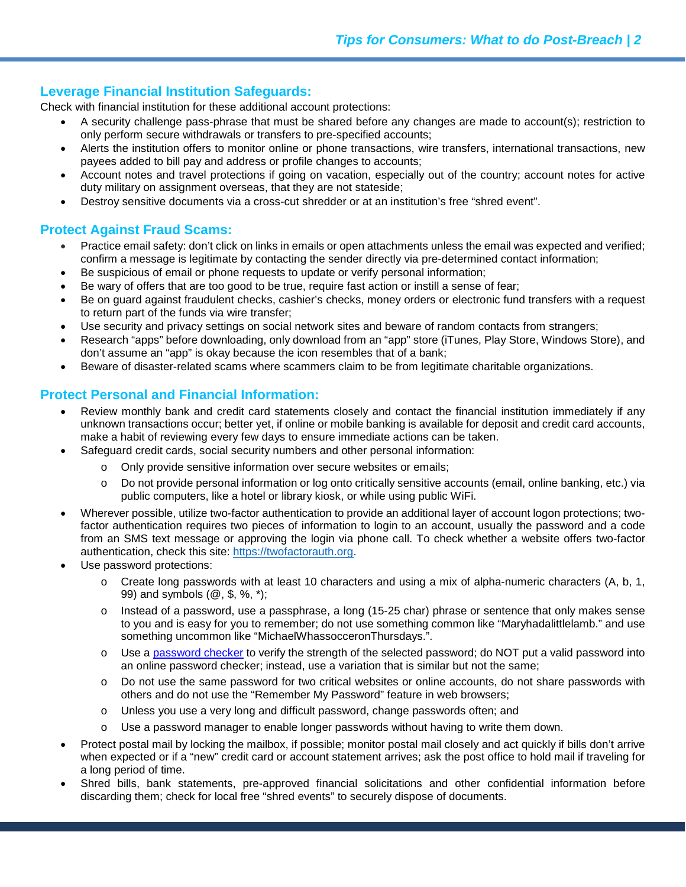## Leverage Financial Institution Safeguards:

Check with financial institution for these additional account protections:

- A security challenge pass-phrase that must be shared before any changes are made to account(s); restriction to only perform secure withdrawals or transfers to pre-specified accounts;
- Alerts the institution offers to monitor online or phone transactions, wire transfers, international transactions, new payees added to bill pay and address or profile changes to accounts;
- Account notes and travel protections if going on vacation, especially out of the country; account notes for active duty military on assignment overseas, that they are not stateside;
- Destroy sensitive documents via a cross-cut shredder or at an institution's free "shred event".

## Protect Against Fraud Scams:

- Practice email safety: don't click on links in emails or open attachments unless the email was expected and verified; confirm a message is legitimate by contacting the sender directly via pre-determined contact information;
- Be suspicious of email or phone requests to update or verify personal information;
- Be wary of offers that are too good to be true, require fast action or instill a sense of fear;
- Be on guard against fraudulent checks, cashier's checks, money orders or electronic fund transfers with a request to return part of the funds via wire transfer;
- Use security and privacy settings on social network sites and beware of random contacts from strangers;
- Research "apps" before downloading, only download from an "app" store (iTunes, Play Store, Windows Store), and don't assume an "app" is okay because the icon resembles that of a bank;
- Beware of disaster-related scams where scammers claim to be from legitimate charitable organizations.

## Protect Personal and Financial Information:

- Review monthly bank and credit card statements closely and contact the financial institution immediately if any unknown transactions occur; better yet, if online or mobile banking is available for deposit and credit card accounts, make a habit of reviewing every few days to ensure immediate actions can be taken.
- Safeguard credit cards, social security numbers and other personal information:
  - Only provide sensitive information over secure websites or emails;
  - Do not provide personal information or log onto critically sensitive accounts (email, online banking, etc.) via public computers, like a hotel or library kiosk, or while using public WiFi.
- Wherever possible, utilize two-factor authentication to provide an additional layer of account logon protections; two-factor authentication requires two pieces of information to login to an account, usually the password and a code from an SMS text message or approving the login via phone call. To check whether a website offers two-factor authentication, check this site: https://twofactorauth.org.
- Use password protections:
  - Create long passwords with at least 10 characters and using a mix of alpha-numeric characters (A, b, 1, 99) and symbols (@, $, %, *);
  - Instead of a password, use a passphrase, a long (15-25 char) phrase or sentence that only makes sense to you and is easy for you to remember; do not use something common like "Maryhadalittlelamb." and use something uncommon like "MichaelWhassocceronThursdays.".
  - Use a password checker to verify the strength of the selected password; do NOT put a valid password into an online password checker; instead, use a variation that is similar but not the same;
  - Do not use the same password for two critical websites or online accounts, do not share passwords with others and do not use the "Remember My Password" feature in web browsers;
  - Unless you use a very long and difficult password, change passwords often; and
  - Use a password manager to enable longer passwords without having to write them down.
- Protect postal mail by locking the mailbox, if possible; monitor postal mail closely and act quickly if bills don't arrive when expected or if a "new" credit card or account statement arrives; ask the post office to hold mail if traveling for a long period of time.
- Shred bills, bank statements, pre-approved financial solicitations and other confidential information before discarding them; check for local free "shred events" to securely dispose of documents.